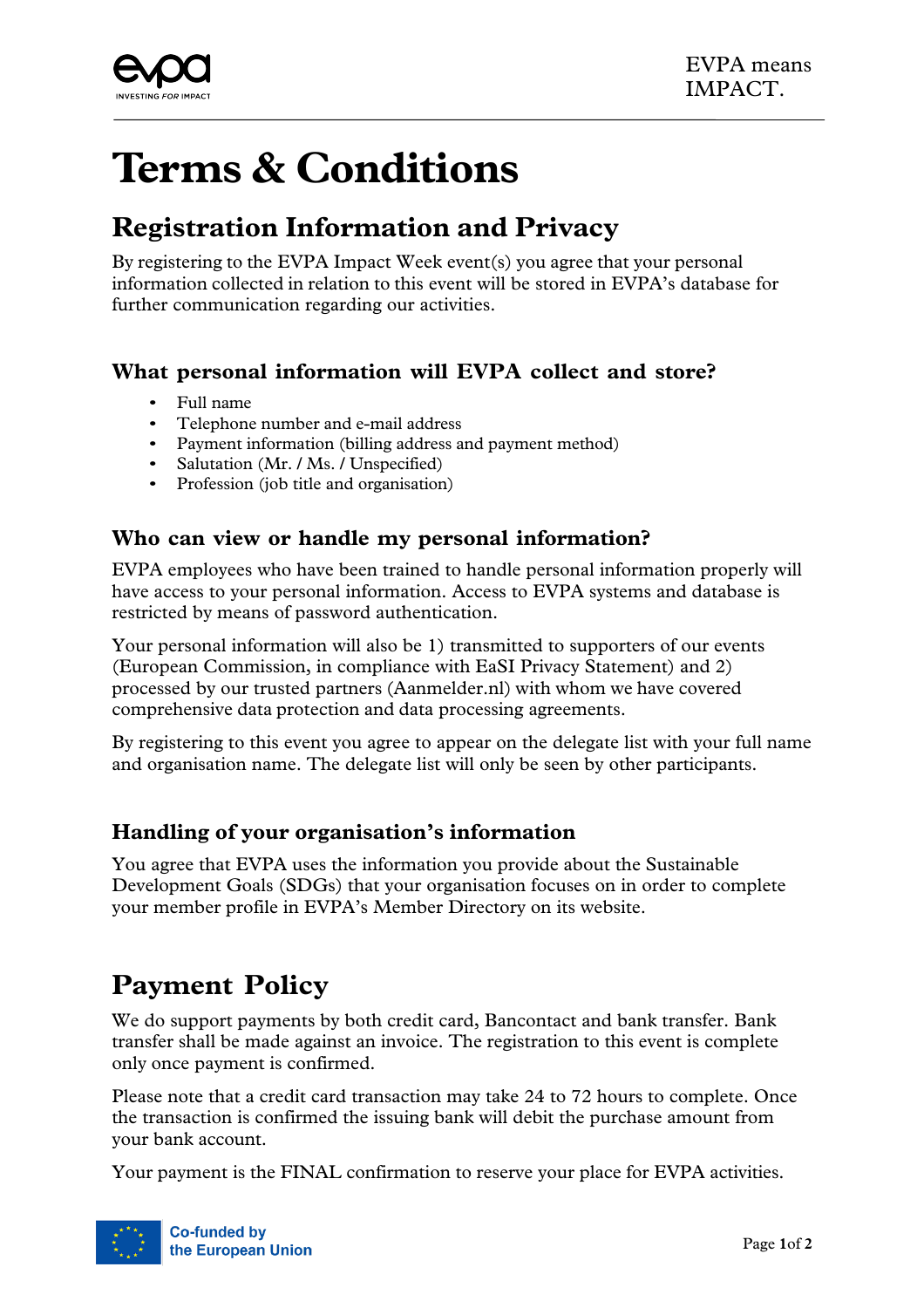# Terms & Conditions

## Registration Information and Privacy

By registering to the EVPA Impact Week event(s) you agree that your personal information collected in relation to this event will be stored in EVPA's database for further communication regarding our activities.

### What personal information will EVPA collect and store?

- Full name
- Telephone number and e-mail address
- Payment information (billing address and payment method)
- Salutation (Mr. / Ms. / Unspecified)
- Profession (job title and organisation)

### Who can view or handle my personal information?

EVPA employees who have been trained to handle personal information properly will have access to your personal information. Access to EVPA systems and database is restricted by means of password authentication.

Your personal information will also be 1) transmitted to supporters of our events (European Commission, in compliance with EaSI Privacy Statement) and 2) processed by our trusted partners (Aanmelder.nl) with whom we have covered comprehensive data protection and data processing agreements.

By registering to this event you agree to appear on the delegate list with your full name and organisation name. The delegate list will only be seen by other participants.

### Handling of your organisation's information

You agree that EVPA uses the information you provide about the Sustainable Development Goals (SDGs) that your organisation focuses on in order to complete your member profile in EVPA's Member Directory on its website.

## Payment Policy

We do support payments by both credit card, Bancontact and bank transfer. Bank transfer shall be made against an invoice. The registration to this event is complete only once payment is confirmed.

Please note that a credit card transaction may take 24 to 72 hours to complete. Once the transaction is confirmed the issuing bank will debit the purchase amount from your bank account.

Your payment is the FINAL confirmation to reserve your place for EVPA activities.

Co-funded by the European Union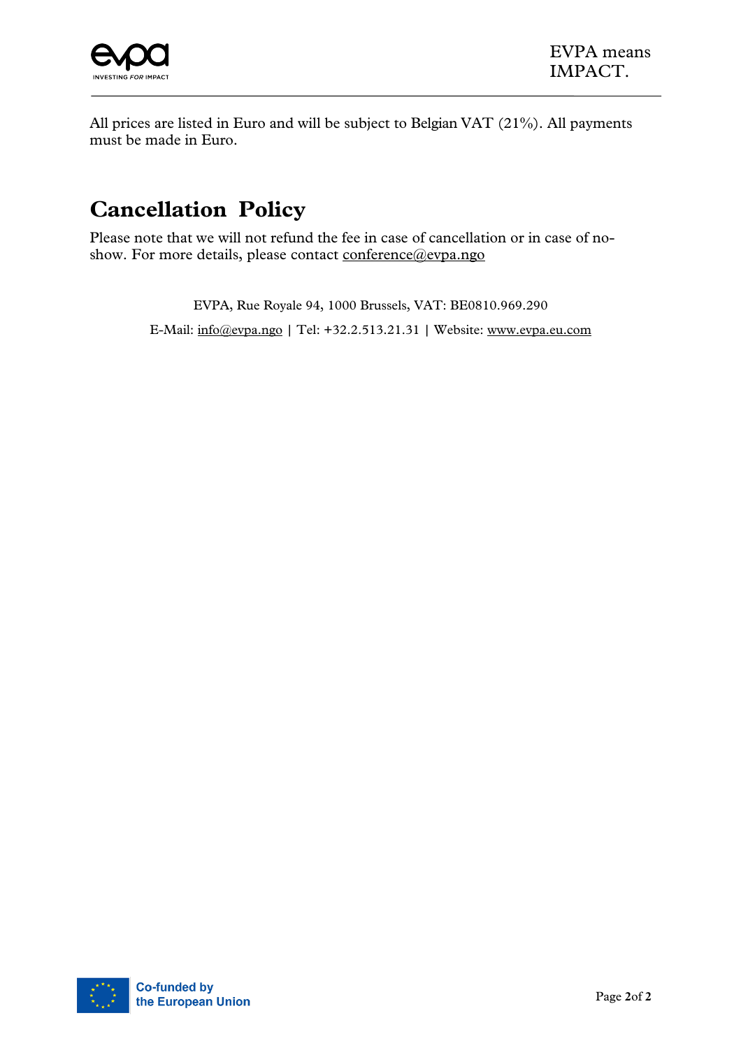All prices are listed in Euro and will be subject to Belgian VAT (21%). All payments must be made in Euro.

## Cancellation Policy

Please note that we will not refund the fee in case of cancellation or in case of no-show. For more details, please contact conference@evpa.ngo

EVPA, Rue Royale 94, 1000 Brussels, VAT: BE0810.969.290

E-Mail: info@evpa.ngo | Tel: +32.2.513.21.31 | Website: www.evpa.eu.com